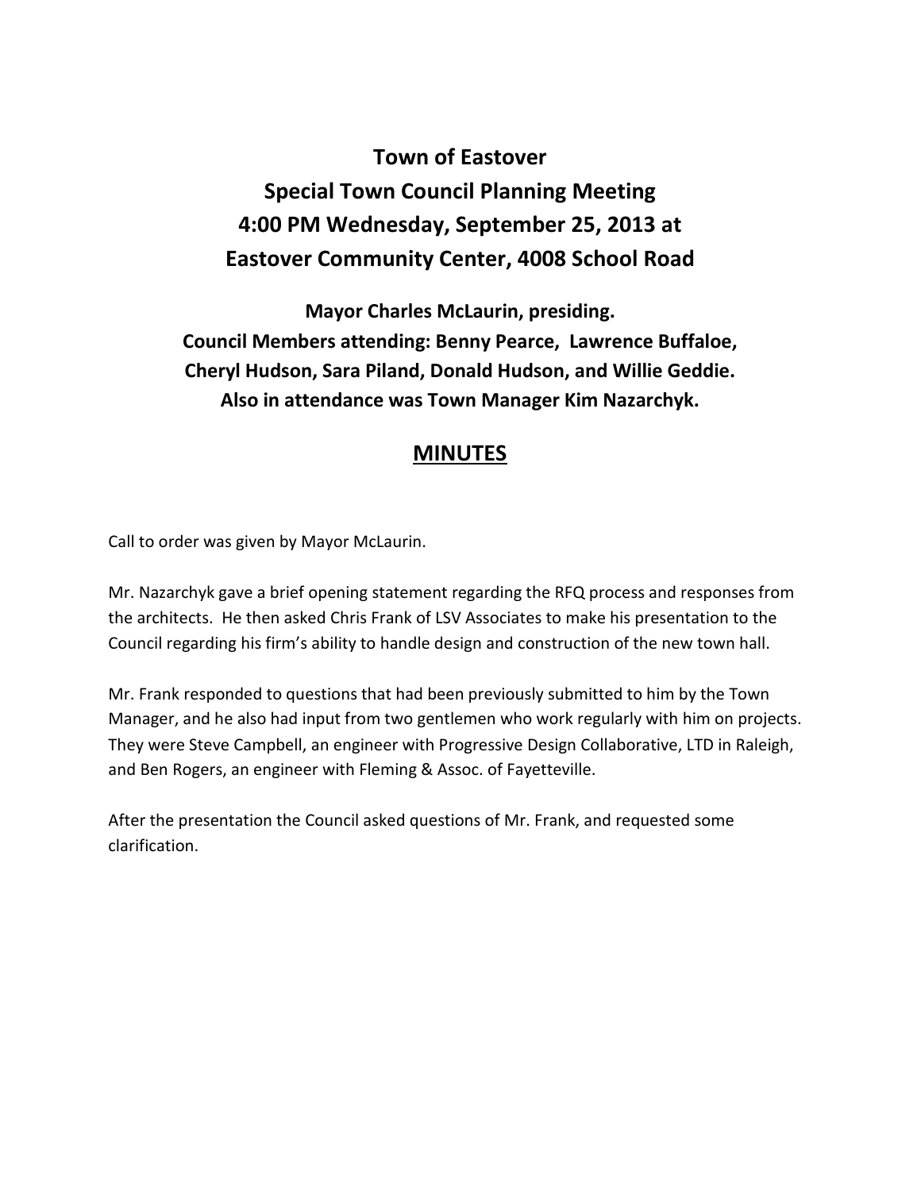# Town of Eastover
# Special Town Council Planning Meeting
# 4:00 PM Wednesday, September 25, 2013 at
# Eastover Community Center, 4008 School Road

**Mayor Charles McLaurin, presiding.**
**Council Members attending: Benny Pearce, Lawrence Buffaloe, Cheryl Hudson, Sara Piland, Donald Hudson, and Willie Geddie.**
**Also in attendance was Town Manager Kim Nazarchyk.**

## MINUTES

Call to order was given by Mayor McLaurin.

Mr. Nazarchyk gave a brief opening statement regarding the RFQ process and responses from the architects. He then asked Chris Frank of LSV Associates to make his presentation to the Council regarding his firm's ability to handle design and construction of the new town hall.

Mr. Frank responded to questions that had been previously submitted to him by the Town Manager, and he also had input from two gentlemen who work regularly with him on projects. They were Steve Campbell, an engineer with Progressive Design Collaborative, LTD in Raleigh, and Ben Rogers, an engineer with Fleming & Assoc. of Fayetteville.

After the presentation the Council asked questions of Mr. Frank, and requested some clarification.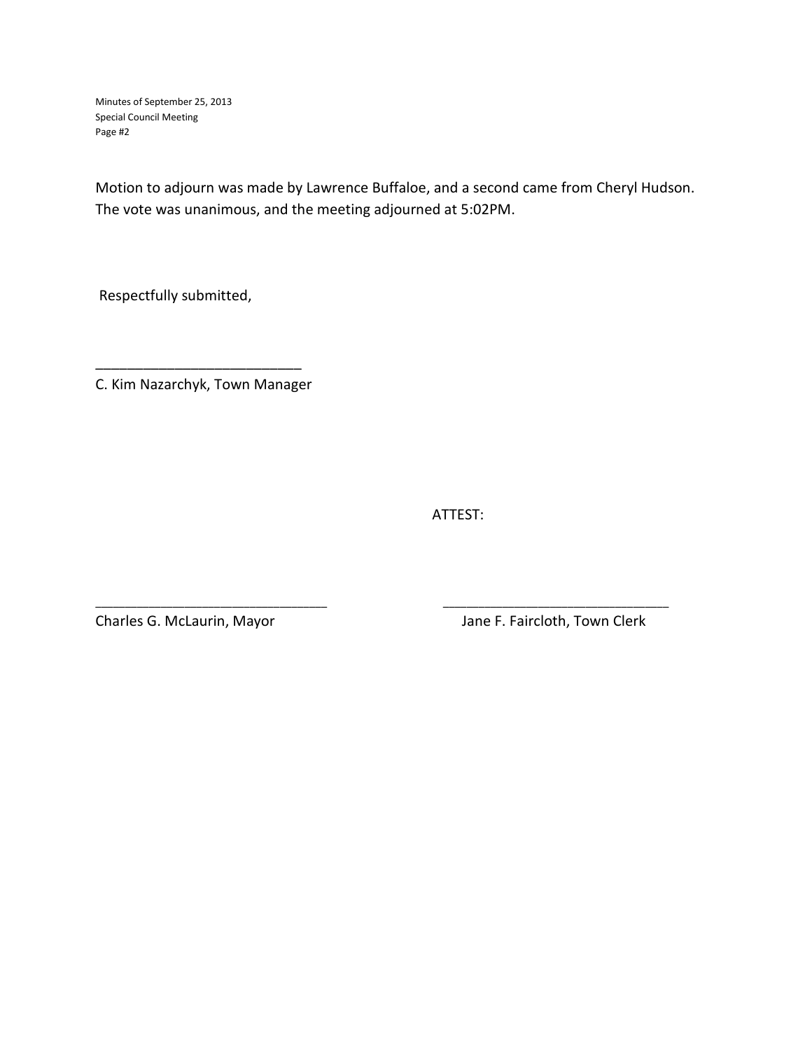Motion to adjourn was made by Lawrence Buffaloe, and a second came from Cheryl Hudson. The vote was unanimous, and the meeting adjourned at 5:02PM.

Respectfully submitted,

___________________________
C. Kim Nazarchyk, Town Manager

ATTEST:

________________________________
Charles G. McLaurin, Mayor

________________________________
Jane F. Faircloth, Town Clerk